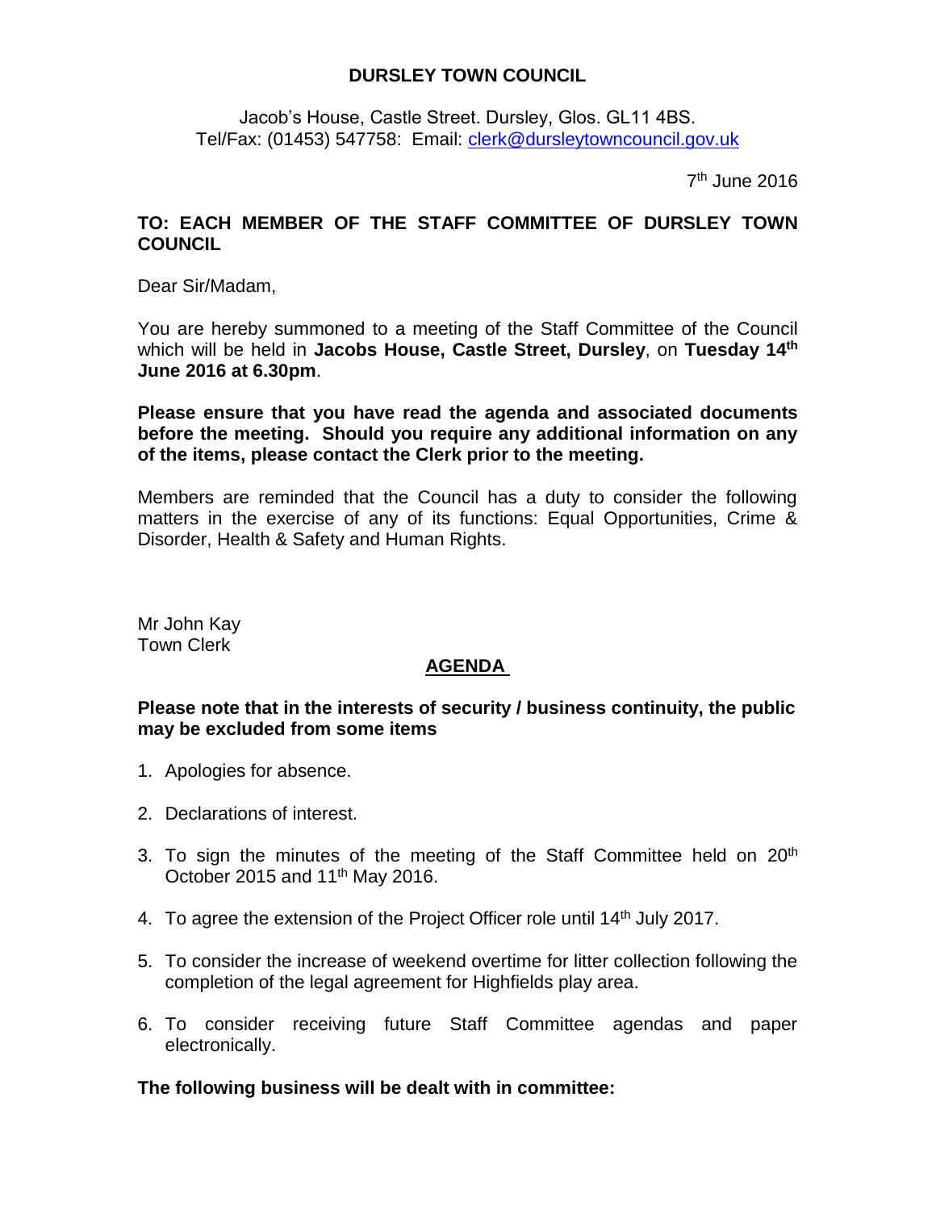**DURSLEY TOWN COUNCIL**

Jacob's House, Castle Street. Dursley, Glos. GL11 4BS.
Tel/Fax: (01453) 547758: Email: clerk@dursleytowncouncil.gov.uk

7th June 2016

**TO: EACH MEMBER OF THE STAFF COMMITTEE OF DURSLEY TOWN COUNCIL**

Dear Sir/Madam,

You are hereby summoned to a meeting of the Staff Committee of the Council which will be held in **Jacobs House, Castle Street, Dursley**, on **Tuesday 14th June 2016 at 6.30pm**.

**Please ensure that you have read the agenda and associated documents before the meeting. Should you require any additional information on any of the items, please contact the Clerk prior to the meeting.**

Members are reminded that the Council has a duty to consider the following matters in the exercise of any of its functions: Equal Opportunities, Crime & Disorder, Health & Safety and Human Rights.

Mr John Kay
Town Clerk

## AGENDA

**Please note that in the interests of security / business continuity, the public may be excluded from some items**

1. Apologies for absence.
2. Declarations of interest.
3. To sign the minutes of the meeting of the Staff Committee held on 20th October 2015 and 11th May 2016.
4. To agree the extension of the Project Officer role until 14th July 2017.
5. To consider the increase of weekend overtime for litter collection following the completion of the legal agreement for Highfields play area.
6. To consider receiving future Staff Committee agendas and paper electronically.

**The following business will be dealt with in committee:**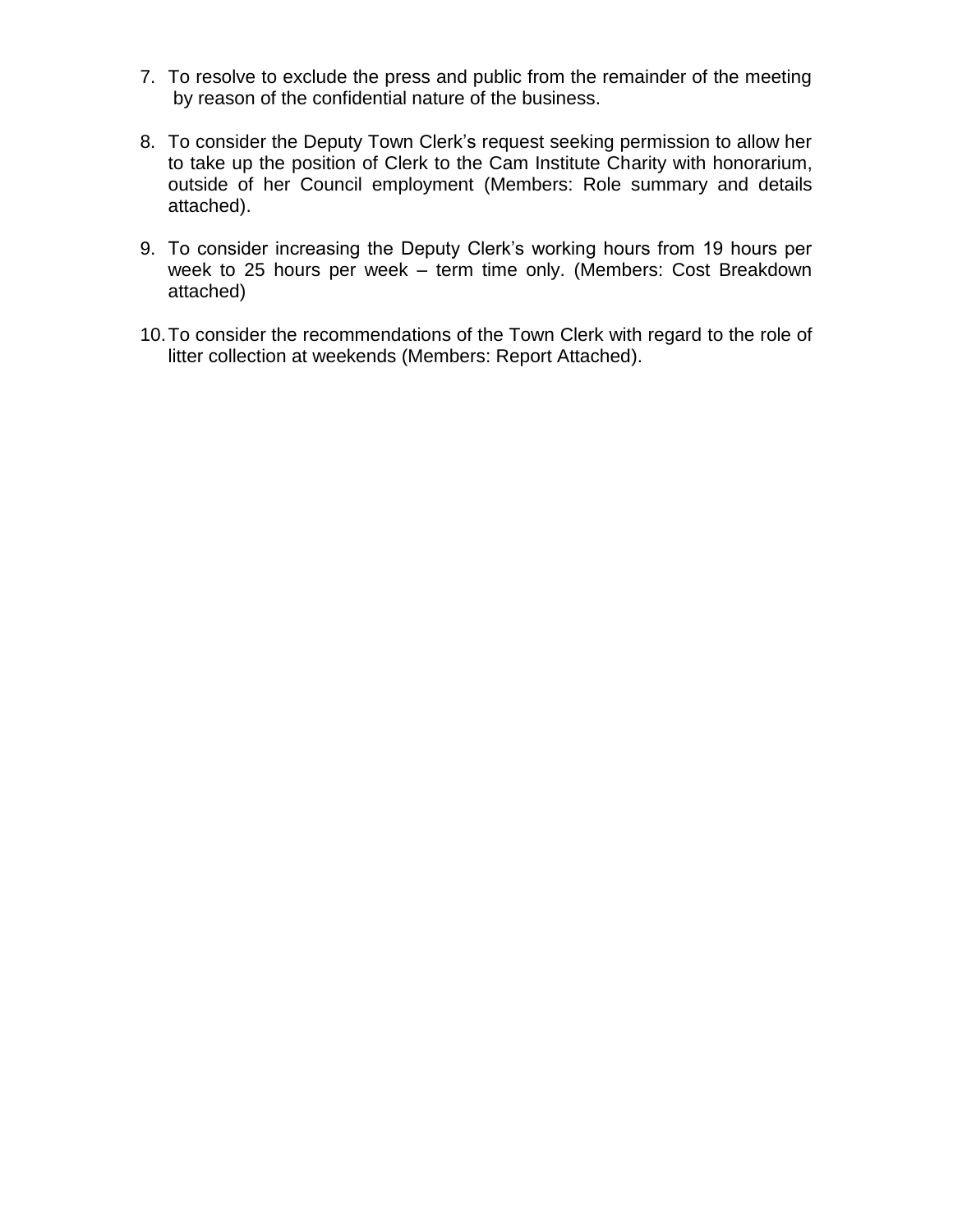7. To resolve to exclude the press and public from the remainder of the meeting by reason of the confidential nature of the business.

8. To consider the Deputy Town Clerk's request seeking permission to allow her to take up the position of Clerk to the Cam Institute Charity with honorarium, outside of her Council employment (Members: Role summary and details attached).

9. To consider increasing the Deputy Clerk's working hours from 19 hours per week to 25 hours per week – term time only. (Members: Cost Breakdown attached)

10. To consider the recommendations of the Town Clerk with regard to the role of litter collection at weekends (Members: Report Attached).